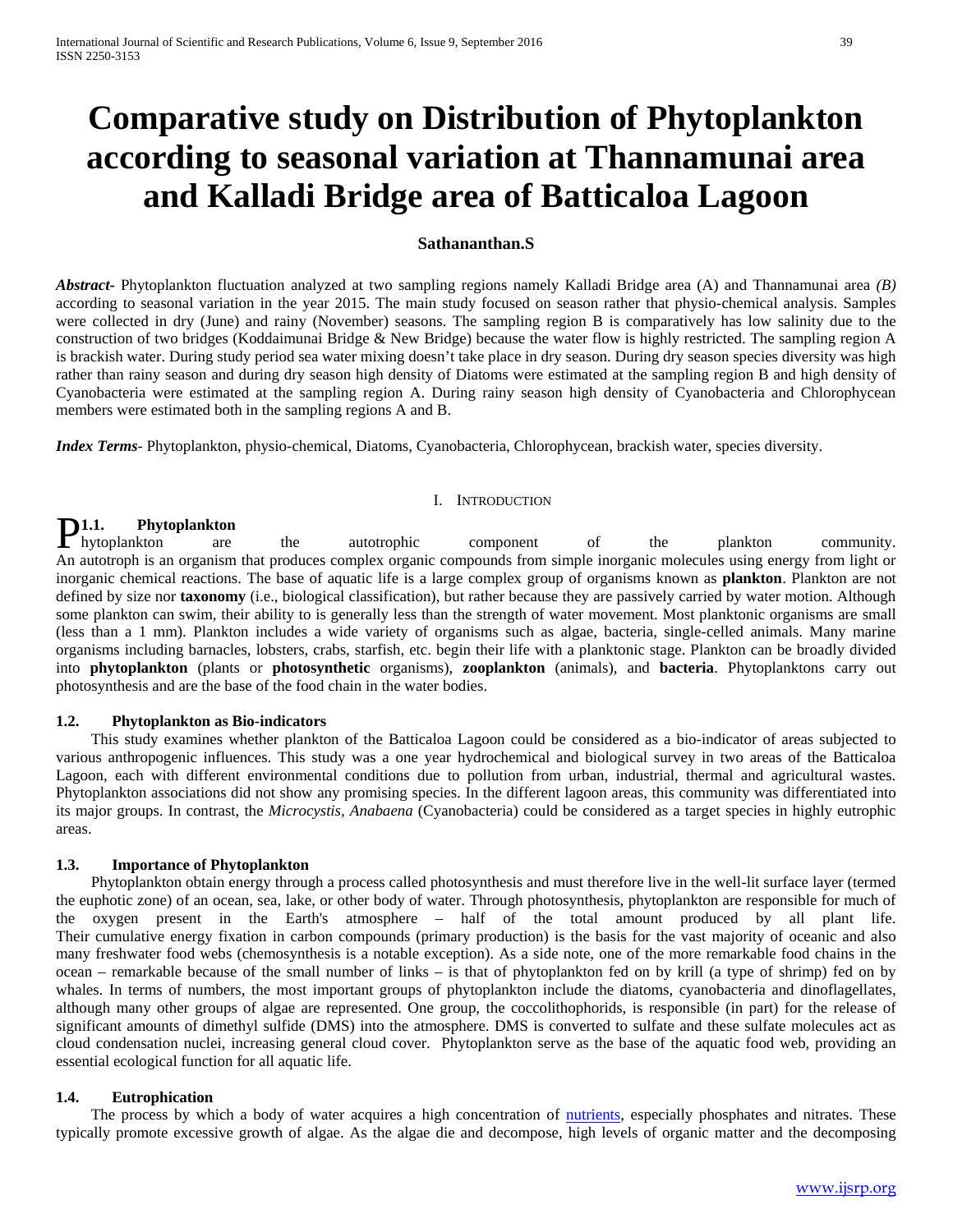# Comparative study on Distribution of Phytoplankton according to seasonal variation at Thannamunai area and Kalladi Bridge area of Batticaloa Lagoon

**Sathananthan.S**

***Abstract-*** Phytoplankton fluctuation analyzed at two sampling regions namely Kalladi Bridge area (A) and Thannamunai area *(B)* according to seasonal variation in the year 2015. The main study focused on season rather that physio-chemical analysis. Samples were collected in dry (June) and rainy (November) seasons. The sampling region B is comparatively has low salinity due to the construction of two bridges (Koddaimunai Bridge & New Bridge) because the water flow is highly restricted. The sampling region A is brackish water. During study period sea water mixing doesn't take place in dry season. During dry season species diversity was high rather than rainy season and during dry season high density of Diatoms were estimated at the sampling region B and high density of Cyanobacteria were estimated at the sampling region A. During rainy season high density of Cyanobacteria and Chlorophycean members were estimated both in the sampling regions A and B.

***Index Terms*-** Phytoplankton, physio-chemical, Diatoms, Cyanobacteria, Chlorophycean, brackish water, species diversity.

## I. Introduction

### 1.1. Phytoplankton

Phytoplankton are the autotrophic component of the plankton community. An autotroph is an organism that produces complex organic compounds from simple inorganic molecules using energy from light or inorganic chemical reactions. The base of aquatic life is a large complex group of organisms known as **plankton**. Plankton are not defined by size nor **taxonomy** (i.e., biological classification), but rather because they are passively carried by water motion. Although some plankton can swim, their ability to is generally less than the strength of water movement. Most planktonic organisms are small (less than a 1 mm). Plankton includes a wide variety of organisms such as algae, bacteria, single-celled animals. Many marine organisms including barnacles, lobsters, crabs, starfish, etc. begin their life with a planktonic stage. Plankton can be broadly divided into **phytoplankton** (plants or **photosynthetic** organisms), **zooplankton** (animals), and **bacteria**. Phytoplanktons carry out photosynthesis and are the base of the food chain in the water bodies.

### 1.2. Phytoplankton as Bio-indicators

This study examines whether plankton of the Batticaloa Lagoon could be considered as a bio-indicator of areas subjected to various anthropogenic influences. This study was a one year hydrochemical and biological survey in two areas of the Batticaloa Lagoon, each with different environmental conditions due to pollution from urban, industrial, thermal and agricultural wastes. Phytoplankton associations did not show any promising species. In the different lagoon areas, this community was differentiated into its major groups. In contrast, the *Microcystis, Anabaena* (Cyanobacteria) could be considered as a target species in highly eutrophic areas.

### 1.3. Importance of Phytoplankton

Phytoplankton obtain energy through a process called photosynthesis and must therefore live in the well-lit surface layer (termed the euphotic zone) of an ocean, sea, lake, or other body of water. Through photosynthesis, phytoplankton are responsible for much of the oxygen present in the Earth's atmosphere – half of the total amount produced by all plant life. Their cumulative energy fixation in carbon compounds (primary production) is the basis for the vast majority of oceanic and also many freshwater food webs (chemosynthesis is a notable exception). As a side note, one of the more remarkable food chains in the ocean – remarkable because of the small number of links – is that of phytoplankton fed on by krill (a type of shrimp) fed on by whales. In terms of numbers, the most important groups of phytoplankton include the diatoms, cyanobacteria and dinoflagellates, although many other groups of algae are represented. One group, the coccolithophorids, is responsible (in part) for the release of significant amounts of dimethyl sulfide (DMS) into the atmosphere. DMS is converted to sulfate and these sulfate molecules act as cloud condensation nuclei, increasing general cloud cover. Phytoplankton serve as the base of the aquatic food web, providing an essential ecological function for all aquatic life.

### 1.4. Eutrophication

The process by which a body of water acquires a high concentration of nutrients, especially phosphates and nitrates. These typically promote excessive growth of algae. As the algae die and decompose, high levels of organic matter and the decomposing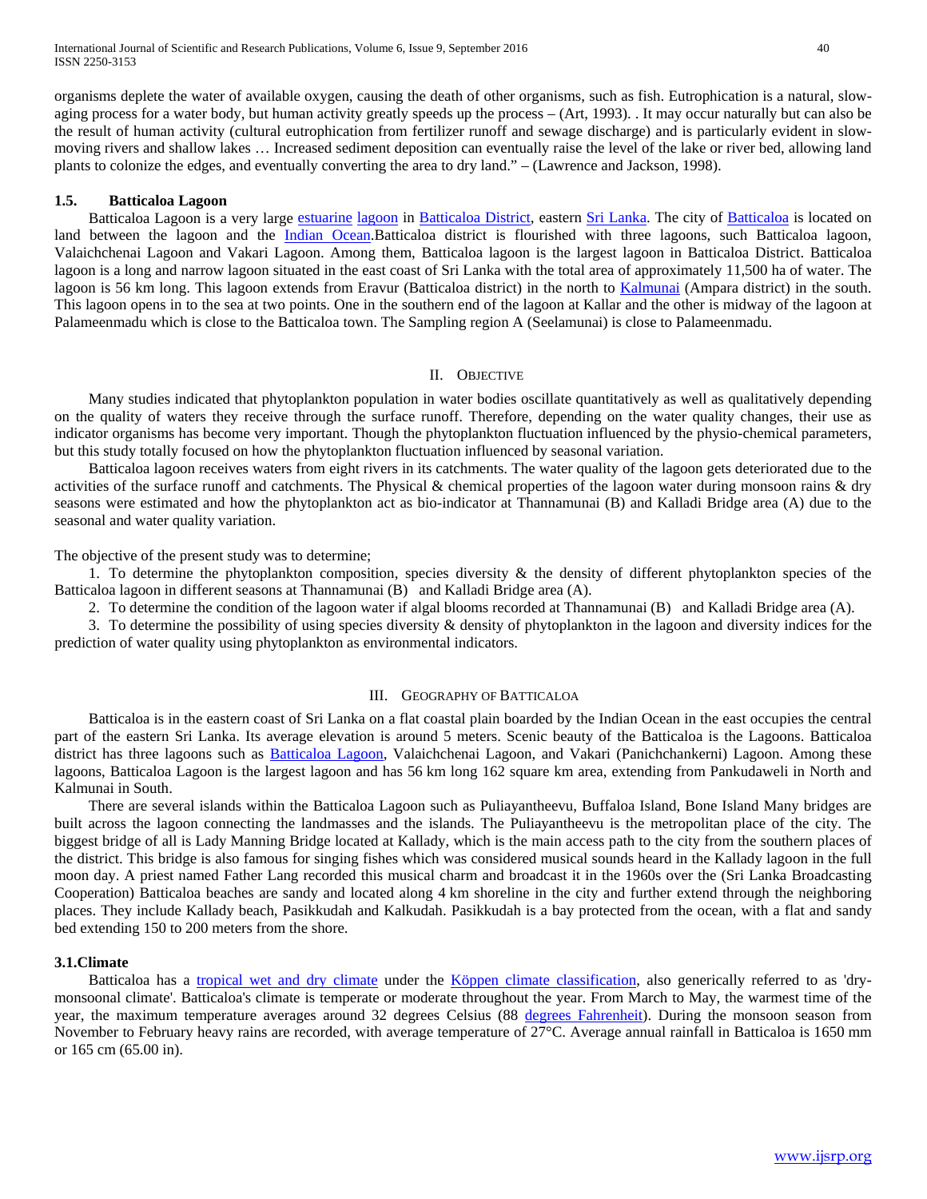organisms deplete the water of available oxygen, causing the death of other organisms, such as fish. Eutrophication is a natural, slow-aging process for a water body, but human activity greatly speeds up the process – (Art, 1993). . It may occur naturally but can also be the result of human activity (cultural eutrophication from fertilizer runoff and sewage discharge) and is particularly evident in slow-moving rivers and shallow lakes … Increased sediment deposition can eventually raise the level of the lake or river bed, allowing land plants to colonize the edges, and eventually converting the area to dry land." – (Lawrence and Jackson, 1998).

### 1.5. Batticaloa Lagoon

Batticaloa Lagoon is a very large estuarine lagoon in Batticaloa District, eastern Sri Lanka. The city of Batticaloa is located on land between the lagoon and the Indian Ocean.Batticaloa district is flourished with three lagoons, such Batticaloa lagoon, Valaichchenai Lagoon and Vakari Lagoon. Among them, Batticaloa lagoon is the largest lagoon in Batticaloa District. Batticaloa lagoon is a long and narrow lagoon situated in the east coast of Sri Lanka with the total area of approximately 11,500 ha of water. The lagoon is 56 km long. This lagoon extends from Eravur (Batticaloa district) in the north to Kalmunai (Ampara district) in the south. This lagoon opens in to the sea at two points. One in the southern end of the lagoon at Kallar and the other is midway of the lagoon at Palameenmadu which is close to the Batticaloa town. The Sampling region A (Seelamunai) is close to Palameenmadu.

## II. Objective

Many studies indicated that phytoplankton population in water bodies oscillate quantitatively as well as qualitatively depending on the quality of waters they receive through the surface runoff. Therefore, depending on the water quality changes, their use as indicator organisms has become very important. Though the phytoplankton fluctuation influenced by the physio-chemical parameters, but this study totally focused on how the phytoplankton fluctuation influenced by seasonal variation.

Batticaloa lagoon receives waters from eight rivers in its catchments. The water quality of the lagoon gets deteriorated due to the activities of the surface runoff and catchments. The Physical & chemical properties of the lagoon water during monsoon rains & dry seasons were estimated and how the phytoplankton act as bio-indicator at Thannamunai (B) and Kalladi Bridge area (A) due to the seasonal and water quality variation.

The objective of the present study was to determine;

1. To determine the phytoplankton composition, species diversity & the density of different phytoplankton species of the Batticaloa lagoon in different seasons at Thannamunai (B) and Kalladi Bridge area (A).
2. To determine the condition of the lagoon water if algal blooms recorded at Thannamunai (B) and Kalladi Bridge area (A).
3. To determine the possibility of using species diversity & density of phytoplankton in the lagoon and diversity indices for the prediction of water quality using phytoplankton as environmental indicators.

## III. Geography of Batticaloa

Batticaloa is in the eastern coast of Sri Lanka on a flat coastal plain boarded by the Indian Ocean in the east occupies the central part of the eastern Sri Lanka. Its average elevation is around 5 meters. Scenic beauty of the Batticaloa is the Lagoons. Batticaloa district has three lagoons such as Batticaloa Lagoon, Valaichchenai Lagoon, and Vakari (Panichchankerni) Lagoon. Among these lagoons, Batticaloa Lagoon is the largest lagoon and has 56 km long 162 square km area, extending from Pankudaweli in North and Kalmunai in South.

There are several islands within the Batticaloa Lagoon such as Puliayantheevu, Buffaloa Island, Bone Island Many bridges are built across the lagoon connecting the landmasses and the islands. The Puliayantheevu is the metropolitan place of the city. The biggest bridge of all is Lady Manning Bridge located at Kallady, which is the main access path to the city from the southern places of the district. This bridge is also famous for singing fishes which was considered musical sounds heard in the Kallady lagoon in the full moon day. A priest named Father Lang recorded this musical charm and broadcast it in the 1960s over the (Sri Lanka Broadcasting Cooperation) Batticaloa beaches are sandy and located along 4 km shoreline in the city and further extend through the neighboring places. They include Kallady beach, Pasikkudah and Kalkudah. Pasikkudah is a bay protected from the ocean, with a flat and sandy bed extending 150 to 200 meters from the shore.

### 3.1.Climate

Batticaloa has a tropical wet and dry climate under the Köppen climate classification, also generically referred to as 'dry-monsoonal climate'. Batticaloa's climate is temperate or moderate throughout the year. From March to May, the warmest time of the year, the maximum temperature averages around 32 degrees Celsius (88 degrees Fahrenheit). During the monsoon season from November to February heavy rains are recorded, with average temperature of 27°C. Average annual rainfall in Batticaloa is 1650 mm or 165 cm (65.00 in).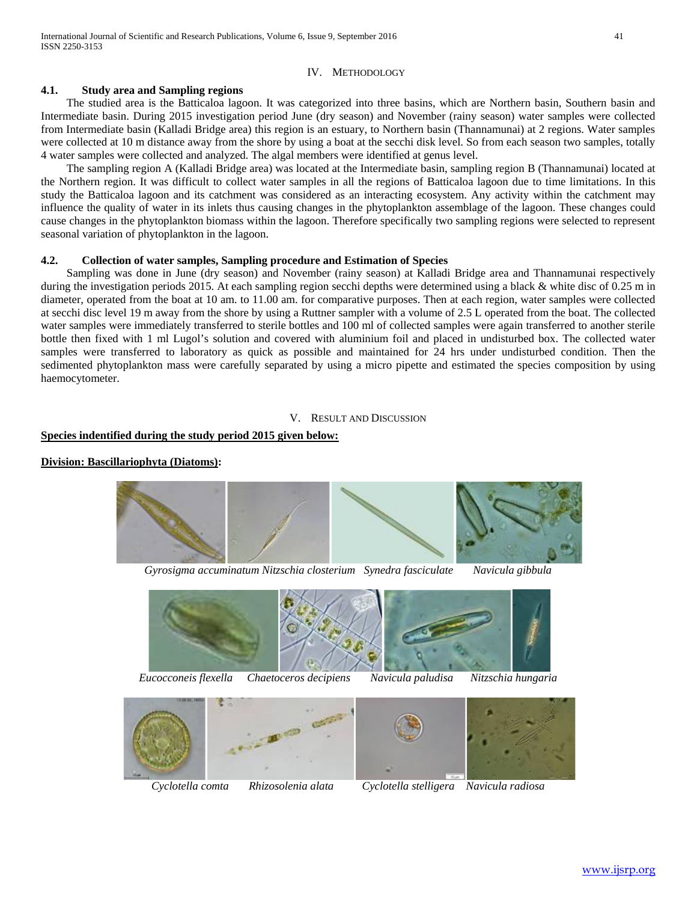## IV. METHODOLOGY

### 4.1. Study area and Sampling regions

The studied area is the Batticaloa lagoon. It was categorized into three basins, which are Northern basin, Southern basin and Intermediate basin. During 2015 investigation period June (dry season) and November (rainy season) water samples were collected from Intermediate basin (Kalladi Bridge area) this region is an estuary, to Northern basin (Thannamunai) at 2 regions. Water samples were collected at 10 m distance away from the shore by using a boat at the secchi disk level. So from each season two samples, totally 4 water samples were collected and analyzed. The algal members were identified at genus level.

The sampling region A (Kalladi Bridge area) was located at the Intermediate basin, sampling region B (Thannamunai) located at the Northern region. It was difficult to collect water samples in all the regions of Batticaloa lagoon due to time limitations. In this study the Batticaloa lagoon and its catchment was considered as an interacting ecosystem. Any activity within the catchment may influence the quality of water in its inlets thus causing changes in the phytoplankton assemblage of the lagoon. These changes could cause changes in the phytoplankton biomass within the lagoon. Therefore specifically two sampling regions were selected to represent seasonal variation of phytoplankton in the lagoon.

### 4.2. Collection of water samples, Sampling procedure and Estimation of Species

Sampling was done in June (dry season) and November (rainy season) at Kalladi Bridge area and Thannamunai respectively during the investigation periods 2015. At each sampling region secchi depths were determined using a black & white disc of 0.25 m in diameter, operated from the boat at 10 am. to 11.00 am. for comparative purposes. Then at each region, water samples were collected at secchi disc level 19 m away from the shore by using a Ruttner sampler with a volume of 2.5 L operated from the boat. The collected water samples were immediately transferred to sterile bottles and 100 ml of collected samples were again transferred to another sterile bottle then fixed with 1 ml Lugol's solution and covered with aluminium foil and placed in undisturbed box. The collected water samples were transferred to laboratory as quick as possible and maintained for 24 hrs under undisturbed condition. Then the sedimented phytoplankton mass were carefully separated by using a micro pipette and estimated the species composition by using haemocytometer.

## V. RESULT AND DISCUSSION

**Species indentified during the study period 2015 given below:**

**Division: Bascillariophyta (Diatoms):**

*Gyrosigma accuminatum* *Nitzschia closterium* *Synedra fasciculate* *Navicula gibbula*

*Eucocconeis flexella* *Chaetoceros decipiens* *Navicula paludisa* *Nitzschia hungaria*

*Cyclotella comta* *Rhizosolenia alata* *Cyclotella stelligera* *Navicula radiosa*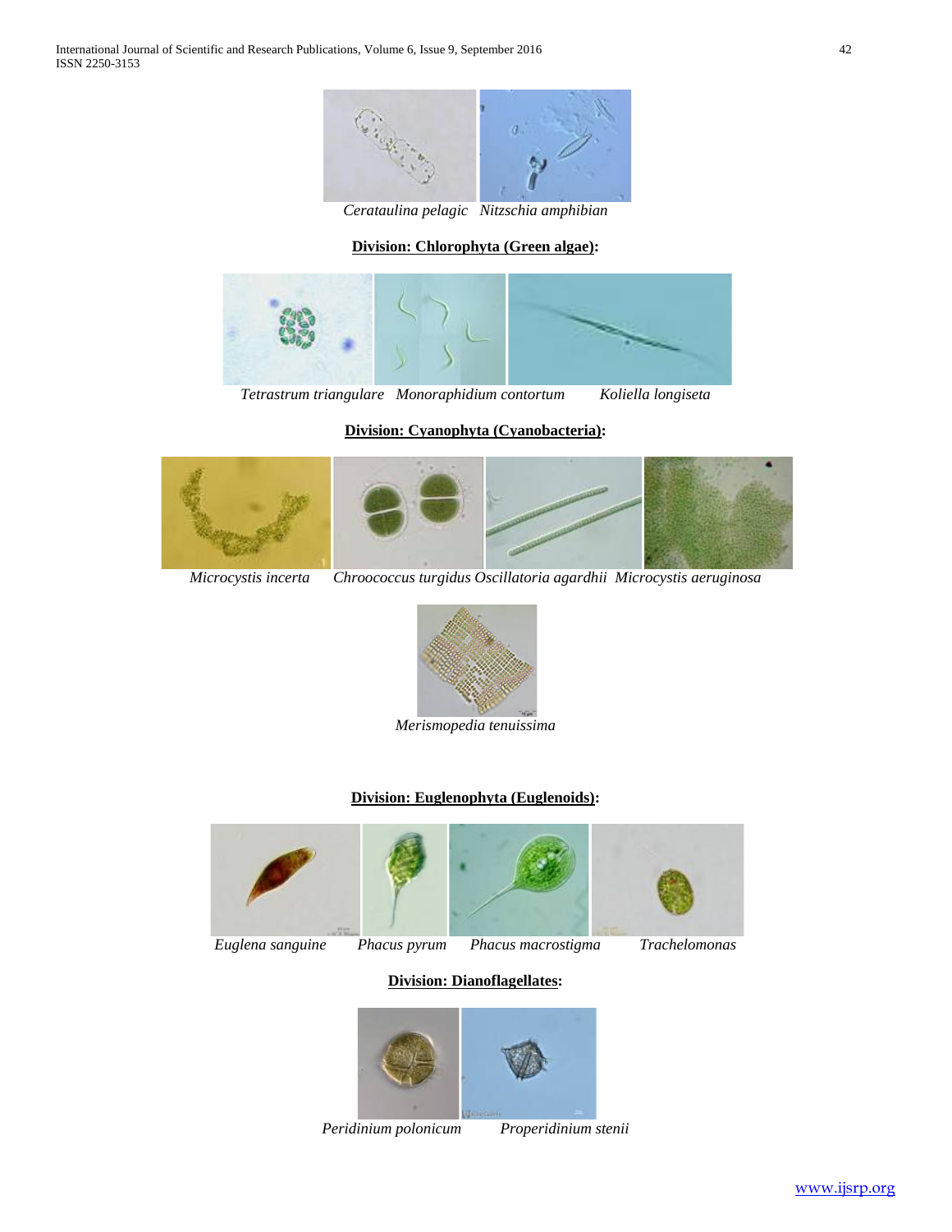*Cerataulina pelagic* *Nitzschia amphibian*

**Division: Chlorophyta (Green algae):**

*Tetrastrum triangulare* *Monoraphidium contortum* *Koliella longiseta*

**Division: Cyanophyta (Cyanobacteria):**

*Microcystis incerta* *Chroococcus turgidus* *Oscillatoria agardhii* *Microcystis aeruginosa*

*Merismopedia tenuissima*

**Division: Euglenophyta (Euglenoids):**

*Euglena sanguine* *Phacus pyrum* *Phacus macrostigma* *Trachelomonas*

**Division: Dianoflagellates:**

*Peridinium polonicum* *Properidinium stenii*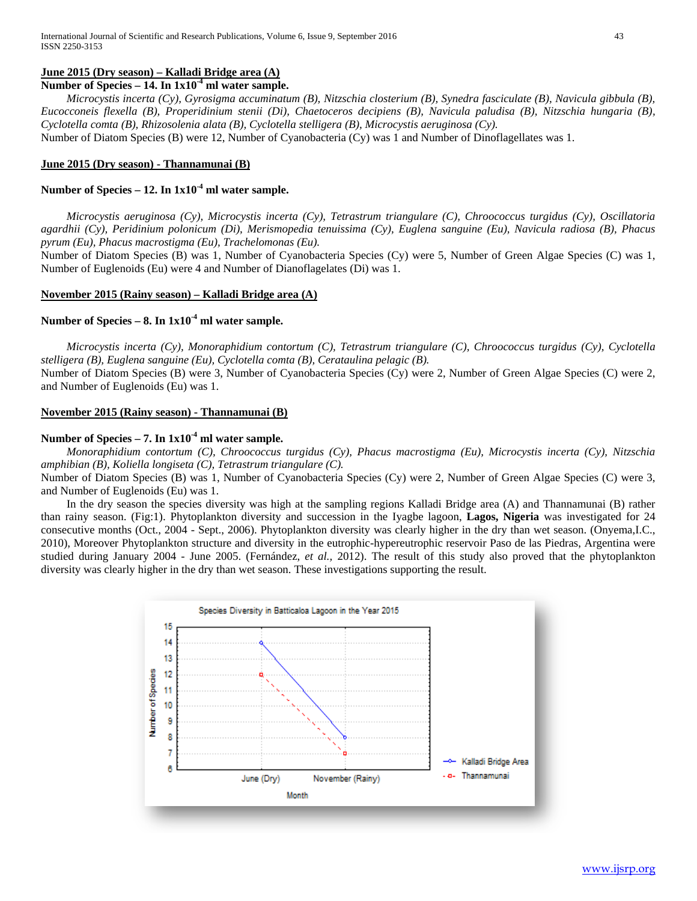**June 2015 (Dry season) – Kalladi Bridge area (A)**

**Number of Species – 14. In $1x10^{-4}$ ml water sample.**

*Microcystis incerta (Cy), Gyrosigma accuminatum (B), Nitzschia closterium (B), Synedra fasciculate (B), Navicula gibbula (B), Eucocconeis flexella (B), Properidinium stenii (Di), Chaetoceros decipiens (B), Navicula paludisa (B), Nitzschia hungaria (B), Cyclotella comta (B), Rhizosolenia alata (B), Cyclotella stelligera (B), Microcystis aeruginosa (Cy).*

Number of Diatom Species (B) were 12, Number of Cyanobacteria (Cy) was 1 and Number of Dinoflagellates was 1.

**June 2015 (Dry season) - Thannamunai (B)**

**Number of Species – 12. In $1x10^{-4}$ ml water sample.**

*Microcystis aeruginosa (Cy), Microcystis incerta (Cy), Tetrastrum triangulare (C), Chroococcus turgidus (Cy), Oscillatoria agardhii (Cy), Peridinium polonicum (Di), Merismopedia tenuissima (Cy), Euglena sanguine (Eu), Navicula radiosa (B), Phacus pyrum (Eu), Phacus macrostigma (Eu), Trachelomonas (Eu).*

Number of Diatom Species (B) was 1, Number of Cyanobacteria Species (Cy) were 5, Number of Green Algae Species (C) was 1, Number of Euglenoids (Eu) were 4 and Number of Dianoflagelates (Di) was 1.

**November 2015 (Rainy season) – Kalladi Bridge area (A)**

**Number of Species – 8. In $1x10^{-4}$ ml water sample.**

*Microcystis incerta (Cy), Monoraphidium contortum (C), Tetrastrum triangulare (C), Chroococcus turgidus (Cy), Cyclotella stelligera (B), Euglena sanguine (Eu), Cyclotella comta (B), Cerataulina pelagic (B).*

Number of Diatom Species (B) were 3, Number of Cyanobacteria Species (Cy) were 2, Number of Green Algae Species (C) were 2, and Number of Euglenoids (Eu) was 1.

**November 2015 (Rainy season) - Thannamunai (B)**

**Number of Species – 7. In $1x10^{-4}$ ml water sample.**

*Monoraphidium contortum (C), Chroococcus turgidus (Cy), Phacus macrostigma (Eu), Microcystis incerta (Cy), Nitzschia amphibian (B), Koliella longiseta (C), Tetrastrum triangulare (C).*

Number of Diatom Species (B) was 1, Number of Cyanobacteria Species (Cy) were 2, Number of Green Algae Species (C) were 3, and Number of Euglenoids (Eu) was 1.

In the dry season the species diversity was high at the sampling regions Kalladi Bridge area (A) and Thannamunai (B) rather than rainy season. (Fig:1). Phytoplankton diversity and succession in the Iyagbe lagoon, **Lagos, Nigeria** was investigated for 24 consecutive months (Oct., 2004 - Sept., 2006). Phytoplankton diversity was clearly higher in the dry than wet season. (Onyema,I.C., 2010), Moreover Phytoplankton structure and diversity in the eutrophic-hypereutrophic reservoir Paso de las Piedras, Argentina were studied during January 2004 - June 2005. (Fernández, *et al.*, 2012). The result of this study also proved that the phytoplankton diversity was clearly higher in the dry than wet season. These investigations supporting the result.

Species Diversity in Batticaloa Lagoon in the Year 2015

| Month | Kalladi Bridge Area | Thannamunai |
|---|---|---|
| June (Dry) | 14 | 12 |
| November (Rainy) | 8 | 7 |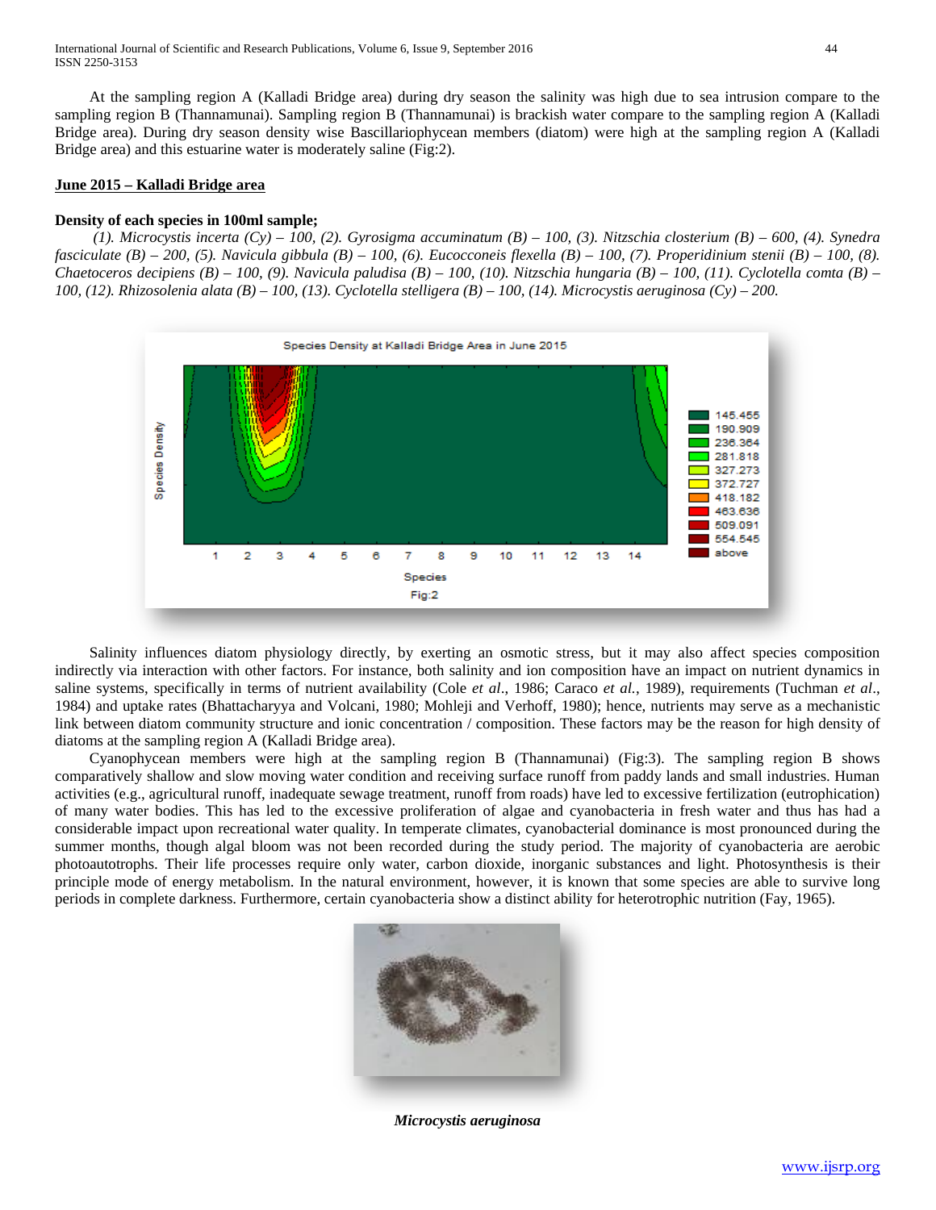At the sampling region A (Kalladi Bridge area) during dry season the salinity was high due to sea intrusion compare to the sampling region B (Thannamunai). Sampling region B (Thannamunai) is brackish water compare to the sampling region A (Kalladi Bridge area). During dry season density wise Bascillariophycean members (diatom) were high at the sampling region A (Kalladi Bridge area) and this estuarine water is moderately saline (Fig:2).

**June 2015 – Kalladi Bridge area**

**Density of each species in 100ml sample;**

*(1). Microcystis incerta (Cy) – 100, (2). Gyrosigma accuminatum (B) – 100, (3). Nitzschia closterium (B) – 600, (4). Synedra fasciculate (B) – 200, (5). Navicula gibbula (B) – 100, (6). Eucocconeis flexella (B) – 100, (7). Properidinium stenii (B) – 100, (8). Chaetoceros decipiens (B) – 100, (9). Navicula paludisa (B) – 100, (10). Nitzschia hungaria (B) – 100, (11). Cyclotella comta (B) – 100, (12). Rhizosolenia alata (B) – 100, (13). Cyclotella stelligera (B) – 100, (14). Microcystis aeruginosa (Cy) – 200.*

Fig:2

Salinity influences diatom physiology directly, by exerting an osmotic stress, but it may also affect species composition indirectly via interaction with other factors. For instance, both salinity and ion composition have an impact on nutrient dynamics in saline systems, specifically in terms of nutrient availability (Cole *et al*., 1986; Caraco *et al.*, 1989), requirements (Tuchman *et al*., 1984) and uptake rates (Bhattacharyya and Volcani, 1980; Mohleji and Verhoff, 1980); hence, nutrients may serve as a mechanistic link between diatom community structure and ionic concentration / composition. These factors may be the reason for high density of diatoms at the sampling region A (Kalladi Bridge area).

Cyanophycean members were high at the sampling region B (Thannamunai) (Fig:3). The sampling region B shows comparatively shallow and slow moving water condition and receiving surface runoff from paddy lands and small industries. Human activities (e.g., agricultural runoff, inadequate sewage treatment, runoff from roads) have led to excessive fertilization (eutrophication) of many water bodies. This has led to the excessive proliferation of algae and cyanobacteria in fresh water and thus has had a considerable impact upon recreational water quality. In temperate climates, cyanobacterial dominance is most pronounced during the summer months, though algal bloom was not been recorded during the study period. The majority of cyanobacteria are aerobic photoautotrophs. Their life processes require only water, carbon dioxide, inorganic substances and light. Photosynthesis is their principle mode of energy metabolism. In the natural environment, however, it is known that some species are able to survive long periods in complete darkness. Furthermore, certain cyanobacteria show a distinct ability for heterotrophic nutrition (Fay, 1965).

***Microcystis aeruginosa***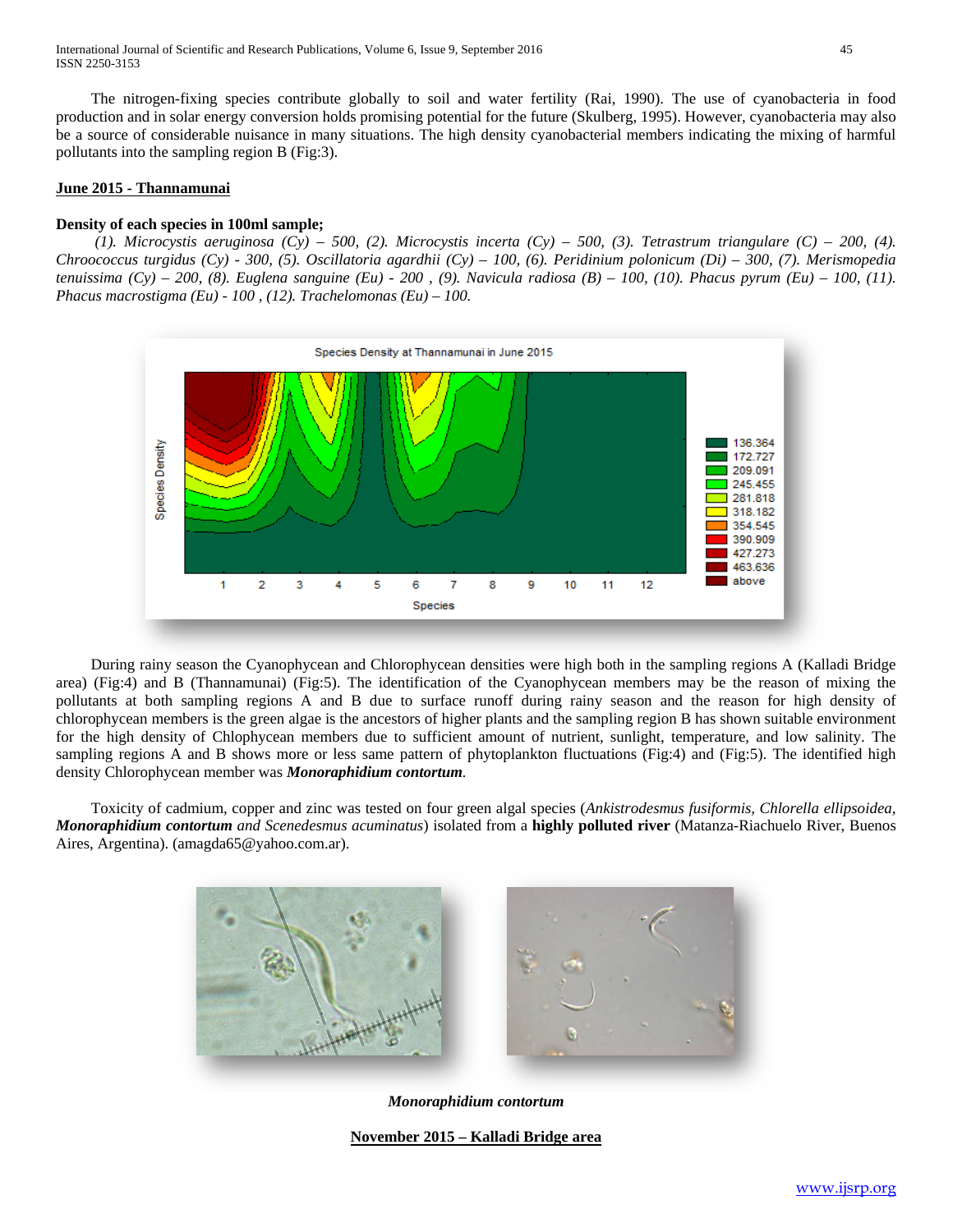The nitrogen-fixing species contribute globally to soil and water fertility (Rai, 1990). The use of cyanobacteria in food production and in solar energy conversion holds promising potential for the future (Skulberg, 1995). However, cyanobacteria may also be a source of considerable nuisance in many situations. The high density cyanobacterial members indicating the mixing of harmful pollutants into the sampling region B (Fig:3).

## June 2015 - Thannamunai

**Density of each species in 100ml sample;**

*(1). Microcystis aeruginosa (Cy) – 500, (2). Microcystis incerta (Cy) – 500, (3). Tetrastrum triangulare (C) – 200, (4). Chroococcus turgidus (Cy) - 300, (5). Oscillatoria agardhii (Cy) – 100, (6). Peridinium polonicum (Di) – 300, (7). Merismopedia tenuissima (Cy) – 200, (8). Euglena sanguine (Eu) - 200 , (9). Navicula radiosa (B) – 100, (10). Phacus pyrum (Eu) – 100, (11). Phacus macrostigma (Eu) - 100 , (12). Trachelomonas (Eu) – 100.*

During rainy season the Cyanophycean and Chlorophycean densities were high both in the sampling regions A (Kalladi Bridge area) (Fig:4) and B (Thannamunai) (Fig:5). The identification of the Cyanophycean members may be the reason of mixing the pollutants at both sampling regions A and B due to surface runoff during rainy season and the reason for high density of chlorophycean members is the green algae is the ancestors of higher plants and the sampling region B has shown suitable environment for the high density of Chlophycean members due to sufficient amount of nutrient, sunlight, temperature, and low salinity. The sampling regions A and B shows more or less same pattern of phytoplankton fluctuations (Fig:4) and (Fig:5). The identified high density Chlorophycean member was ***Monoraphidium contortum***.

Toxicity of cadmium, copper and zinc was tested on four green algal species (*Ankistrodesmus fusiformis, Chlorella ellipsoidea,* ***Monoraphidium contortum*** *and Scenedesmus acuminatus*) isolated from a **highly polluted river** (Matanza-Riachuelo River, Buenos Aires, Argentina). (amagda65@yahoo.com.ar).

***Monoraphidium contortum***

## November 2015 – Kalladi Bridge area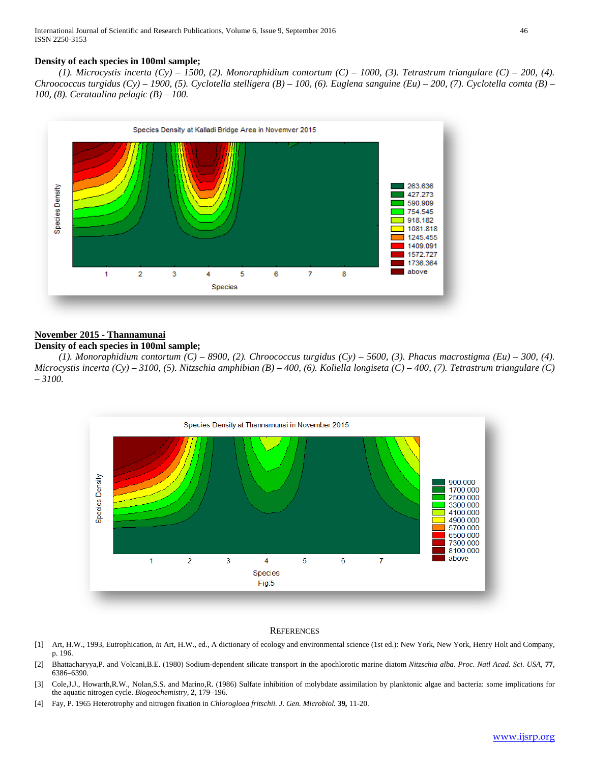**Density of each species in 100ml sample;**

*(1). Microcystis incerta (Cy) – 1500, (2). Monoraphidium contortum (C) – 1000, (3). Tetrastrum triangulare (C) – 200, (4). Chroococcus turgidus (Cy) – 1900, (5). Cyclotella stelligera (B) – 100, (6). Euglena sanguine (Eu) – 200, (7). Cyclotella comta (B) – 100, (8). Cerataulina pelagic (B) – 100.*

**November 2015 - Thannamunai**

**Density of each species in 100ml sample;**

*(1). Monoraphidium contortum (C) – 8900, (2). Chroococcus turgidus (Cy) – 5600, (3). Phacus macrostigma (Eu) – 300, (4). Microcystis incerta (Cy) – 3100, (5). Nitzschia amphibian (B) – 400, (6). Koliella longiseta (C) – 400, (7). Tetrastrum triangulare (C) – 3100.*

Fig:5

## References

[1] Art, H.W., 1993, Eutrophication, *in* Art, H.W., ed., A dictionary of ecology and environmental science (1st ed.): New York, New York, Henry Holt and Company, p. 196.

[2] Bhattacharyya,P. and Volcani,B.E. (1980) Sodium-dependent silicate transport in the apochlorotic marine diatom *Nitzschia alba*. *Proc. Natl Acad. Sci. USA*, **77**, 6386–6390.

[3] Cole,J.J., Howarth,R.W., Nolan,S.S. and Marino,R. (1986) Sulfate inhibition of molybdate assimilation by planktonic algae and bacteria: some implications for the aquatic nitrogen cycle. *Biogeochemistry*, **2**, 179–196.

[4] Fay, P. 1965 Heterotrophy and nitrogen fixation in *Chlorogloea fritschii*. *J. Gen. Microbiol.* **39,** 11-20.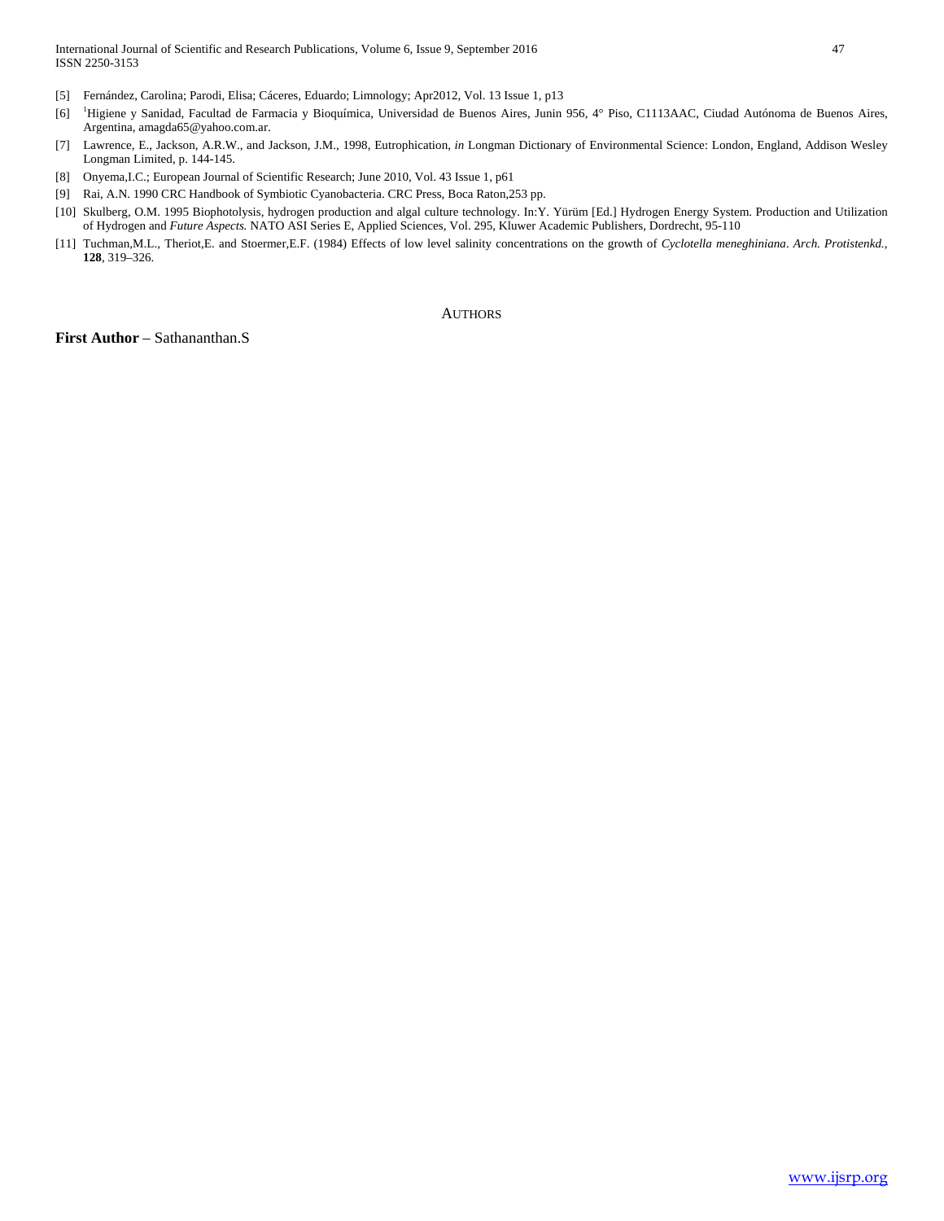[5] Fernández, Carolina; Parodi, Elisa; Cáceres, Eduardo; Limnology; Apr2012, Vol. 13 Issue 1, p13

[6] [1]Higiene y Sanidad, Facultad de Farmacia y Bioquímica, Universidad de Buenos Aires, Junin 956, 4° Piso, C1113AAC, Ciudad Autónoma de Buenos Aires, Argentina, amagda65@yahoo.com.ar.

[7] Lawrence, E., Jackson, A.R.W., and Jackson, J.M., 1998, Eutrophication, *in* Longman Dictionary of Environmental Science: London, England, Addison Wesley Longman Limited, p. 144-145.

[8] Onyema,I.C.; European Journal of Scientific Research; June 2010, Vol. 43 Issue 1, p61

[9] Rai, A.N. 1990 CRC Handbook of Symbiotic Cyanobacteria. CRC Press, Boca Raton,253 pp.

[10] Skulberg, O.M. 1995 Biophotolysis, hydrogen production and algal culture technology. In:Y. Yürüm [Ed.] Hydrogen Energy System. Production and Utilization of Hydrogen and *Future Aspects.* NATO ASI Series E, Applied Sciences, Vol. 295, Kluwer Academic Publishers, Dordrecht, 95-110

[11] Tuchman,M.L., Theriot,E. and Stoermer,E.F. (1984) Effects of low level salinity concentrations on the growth of *Cyclotella meneghiniana*. *Arch. Protistenkd.*, **128**, 319–326.

## Authors

**First Author** – Sathananthan.S